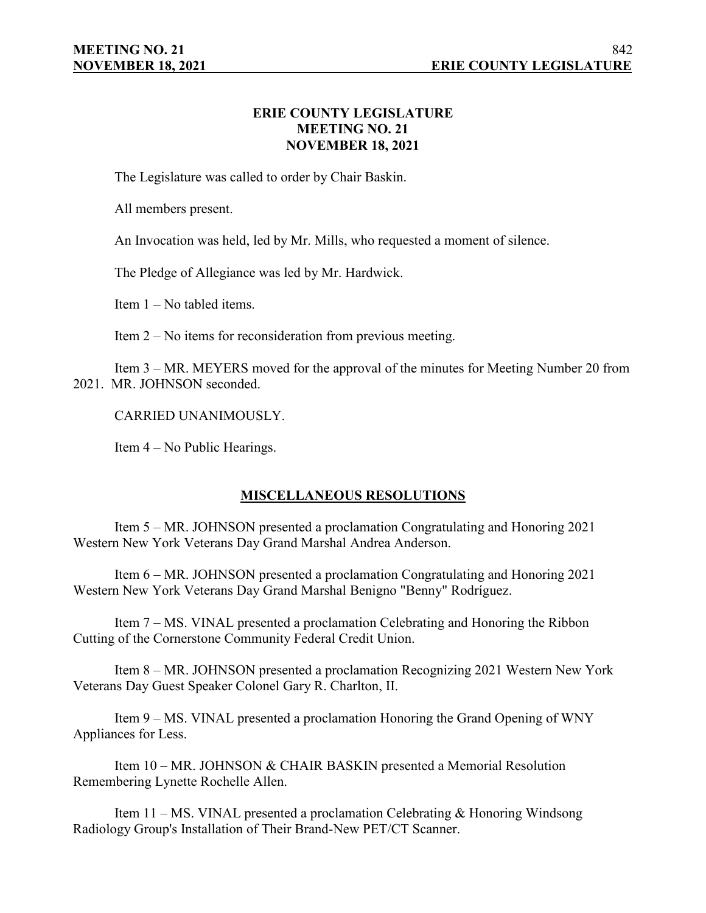# ERIE COUNTY LEGISLATURE
# MEETING NO. 21
# NOVEMBER 18, 2021

The Legislature was called to order by Chair Baskin.

All members present.

An Invocation was held, led by Mr. Mills, who requested a moment of silence.

The Pledge of Allegiance was led by Mr. Hardwick.

Item 1 – No tabled items.

Item 2 – No items for reconsideration from previous meeting.

Item 3 – MR. MEYERS moved for the approval of the minutes for Meeting Number 20 from 2021. MR. JOHNSON seconded.

CARRIED UNANIMOUSLY.

Item 4 – No Public Hearings.

## MISCELLANEOUS RESOLUTIONS

Item 5 – MR. JOHNSON presented a proclamation Congratulating and Honoring 2021 Western New York Veterans Day Grand Marshal Andrea Anderson.

Item 6 – MR. JOHNSON presented a proclamation Congratulating and Honoring 2021 Western New York Veterans Day Grand Marshal Benigno "Benny" Rodríguez.

Item 7 – MS. VINAL presented a proclamation Celebrating and Honoring the Ribbon Cutting of the Cornerstone Community Federal Credit Union.

Item 8 – MR. JOHNSON presented a proclamation Recognizing 2021 Western New York Veterans Day Guest Speaker Colonel Gary R. Charlton, II.

Item 9 – MS. VINAL presented a proclamation Honoring the Grand Opening of WNY Appliances for Less.

Item 10 – MR. JOHNSON & CHAIR BASKIN presented a Memorial Resolution Remembering Lynette Rochelle Allen.

Item 11 – MS. VINAL presented a proclamation Celebrating & Honoring Windsong Radiology Group's Installation of Their Brand-New PET/CT Scanner.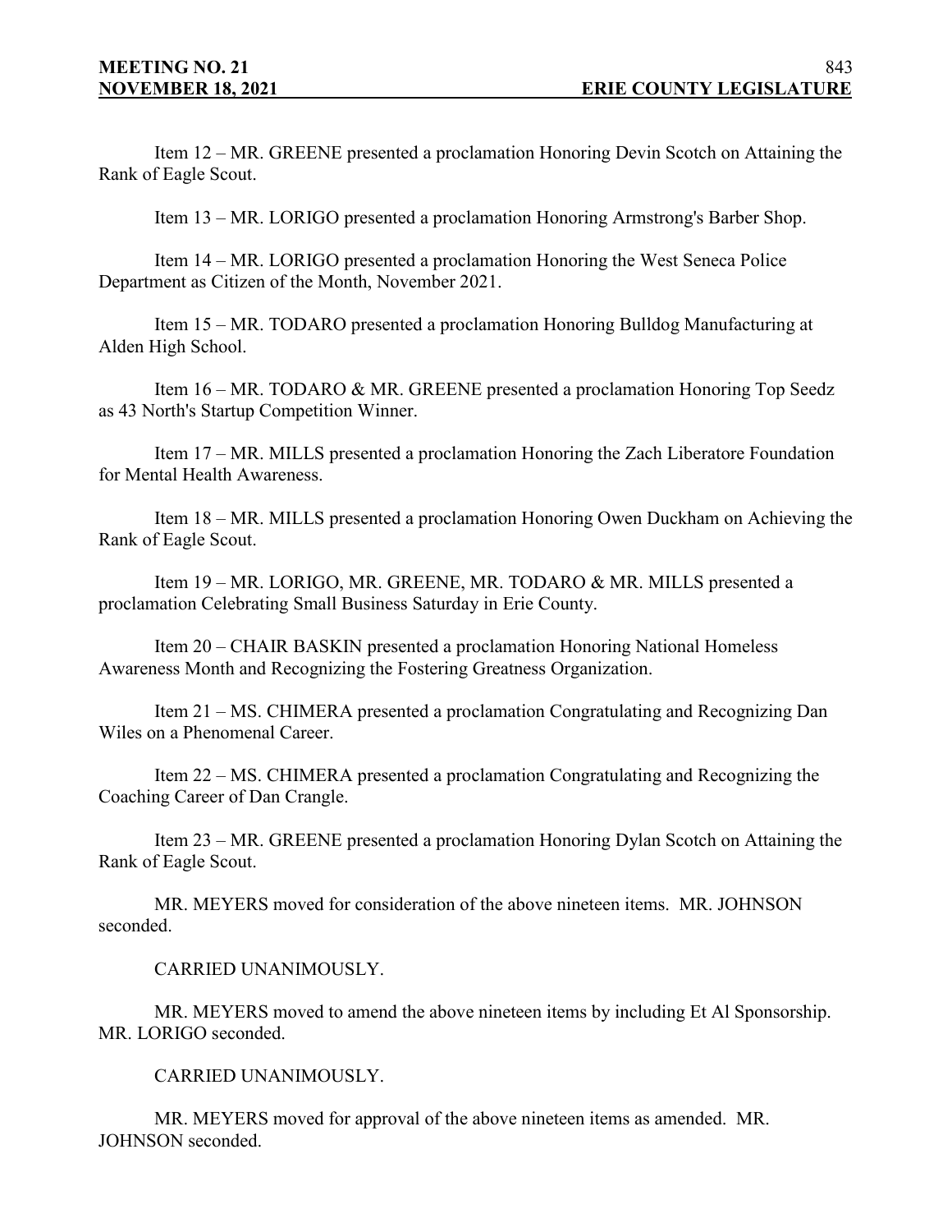Item 12 – MR. GREENE presented a proclamation Honoring Devin Scotch on Attaining the Rank of Eagle Scout.

Item 13 – MR. LORIGO presented a proclamation Honoring Armstrong's Barber Shop.

Item 14 – MR. LORIGO presented a proclamation Honoring the West Seneca Police Department as Citizen of the Month, November 2021.

Item 15 – MR. TODARO presented a proclamation Honoring Bulldog Manufacturing at Alden High School.

Item 16 – MR. TODARO & MR. GREENE presented a proclamation Honoring Top Seedz as 43 North's Startup Competition Winner.

Item 17 – MR. MILLS presented a proclamation Honoring the Zach Liberatore Foundation for Mental Health Awareness.

Item 18 – MR. MILLS presented a proclamation Honoring Owen Duckham on Achieving the Rank of Eagle Scout.

Item 19 – MR. LORIGO, MR. GREENE, MR. TODARO & MR. MILLS presented a proclamation Celebrating Small Business Saturday in Erie County.

Item 20 – CHAIR BASKIN presented a proclamation Honoring National Homeless Awareness Month and Recognizing the Fostering Greatness Organization.

Item 21 – MS. CHIMERA presented a proclamation Congratulating and Recognizing Dan Wiles on a Phenomenal Career.

Item 22 – MS. CHIMERA presented a proclamation Congratulating and Recognizing the Coaching Career of Dan Crangle.

Item 23 – MR. GREENE presented a proclamation Honoring Dylan Scotch on Attaining the Rank of Eagle Scout.

MR. MEYERS moved for consideration of the above nineteen items. MR. JOHNSON seconded.

CARRIED UNANIMOUSLY.

MR. MEYERS moved to amend the above nineteen items by including Et Al Sponsorship. MR. LORIGO seconded.

CARRIED UNANIMOUSLY.

MR. MEYERS moved for approval of the above nineteen items as amended. MR. JOHNSON seconded.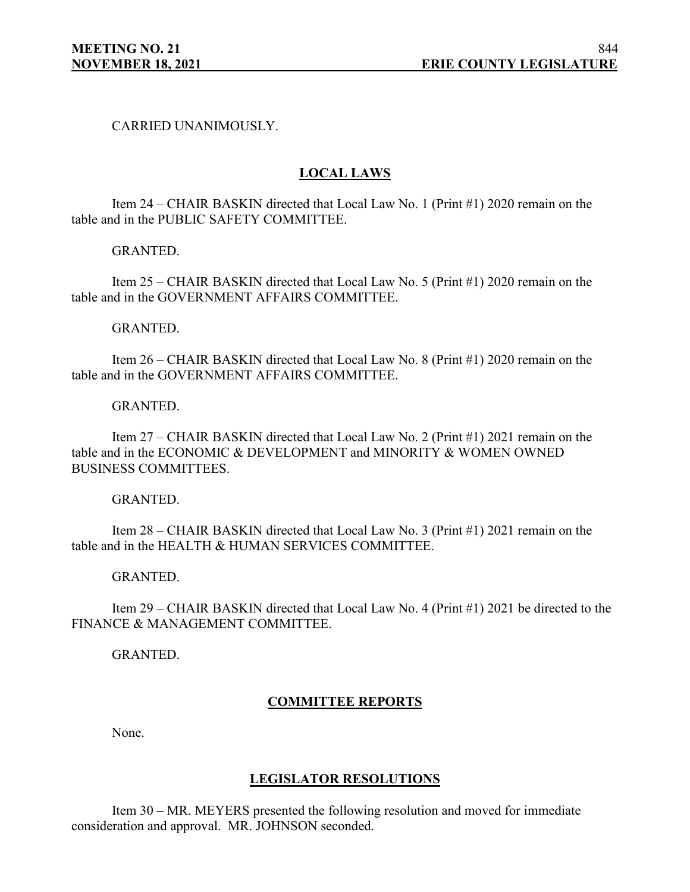CARRIED UNANIMOUSLY.

## LOCAL LAWS

Item 24 – CHAIR BASKIN directed that Local Law No. 1 (Print #1) 2020 remain on the table and in the PUBLIC SAFETY COMMITTEE.

GRANTED.

Item 25 – CHAIR BASKIN directed that Local Law No. 5 (Print #1) 2020 remain on the table and in the GOVERNMENT AFFAIRS COMMITTEE.

GRANTED.

Item 26 – CHAIR BASKIN directed that Local Law No. 8 (Print #1) 2020 remain on the table and in the GOVERNMENT AFFAIRS COMMITTEE.

GRANTED.

Item 27 – CHAIR BASKIN directed that Local Law No. 2 (Print #1) 2021 remain on the table and in the ECONOMIC & DEVELOPMENT and MINORITY & WOMEN OWNED BUSINESS COMMITTEES.

GRANTED.

Item 28 – CHAIR BASKIN directed that Local Law No. 3 (Print #1) 2021 remain on the table and in the HEALTH & HUMAN SERVICES COMMITTEE.

GRANTED.

Item 29 – CHAIR BASKIN directed that Local Law No. 4 (Print #1) 2021 be directed to the FINANCE & MANAGEMENT COMMITTEE.

GRANTED.

## COMMITTEE REPORTS

None.

## LEGISLATOR RESOLUTIONS

Item 30 – MR. MEYERS presented the following resolution and moved for immediate consideration and approval. MR. JOHNSON seconded.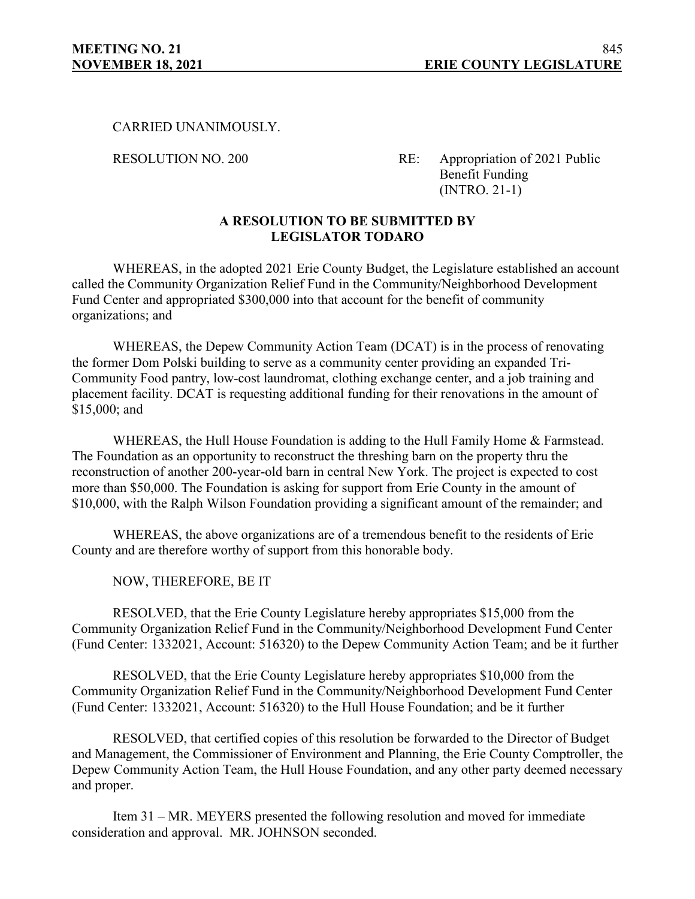CARRIED UNANIMOUSLY.

RESOLUTION NO. 200 RE: Appropriation of 2021 Public Benefit Funding (INTRO. 21-1)

**A RESOLUTION TO BE SUBMITTED BY LEGISLATOR TODARO**

WHEREAS, in the adopted 2021 Erie County Budget, the Legislature established an account called the Community Organization Relief Fund in the Community/Neighborhood Development Fund Center and appropriated $300,000 into that account for the benefit of community organizations; and

WHEREAS, the Depew Community Action Team (DCAT) is in the process of renovating the former Dom Polski building to serve as a community center providing an expanded Tri-Community Food pantry, low-cost laundromat, clothing exchange center, and a job training and placement facility. DCAT is requesting additional funding for their renovations in the amount of $15,000; and

WHEREAS, the Hull House Foundation is adding to the Hull Family Home & Farmstead. The Foundation as an opportunity to reconstruct the threshing barn on the property thru the reconstruction of another 200-year-old barn in central New York. The project is expected to cost more than $50,000. The Foundation is asking for support from Erie County in the amount of $10,000, with the Ralph Wilson Foundation providing a significant amount of the remainder; and

WHEREAS, the above organizations are of a tremendous benefit to the residents of Erie County and are therefore worthy of support from this honorable body.

NOW, THEREFORE, BE IT

RESOLVED, that the Erie County Legislature hereby appropriates $15,000 from the Community Organization Relief Fund in the Community/Neighborhood Development Fund Center (Fund Center: 1332021, Account: 516320) to the Depew Community Action Team; and be it further

RESOLVED, that the Erie County Legislature hereby appropriates $10,000 from the Community Organization Relief Fund in the Community/Neighborhood Development Fund Center (Fund Center: 1332021, Account: 516320) to the Hull House Foundation; and be it further

RESOLVED, that certified copies of this resolution be forwarded to the Director of Budget and Management, the Commissioner of Environment and Planning, the Erie County Comptroller, the Depew Community Action Team, the Hull House Foundation, and any other party deemed necessary and proper.

Item 31 – MR. MEYERS presented the following resolution and moved for immediate consideration and approval. MR. JOHNSON seconded.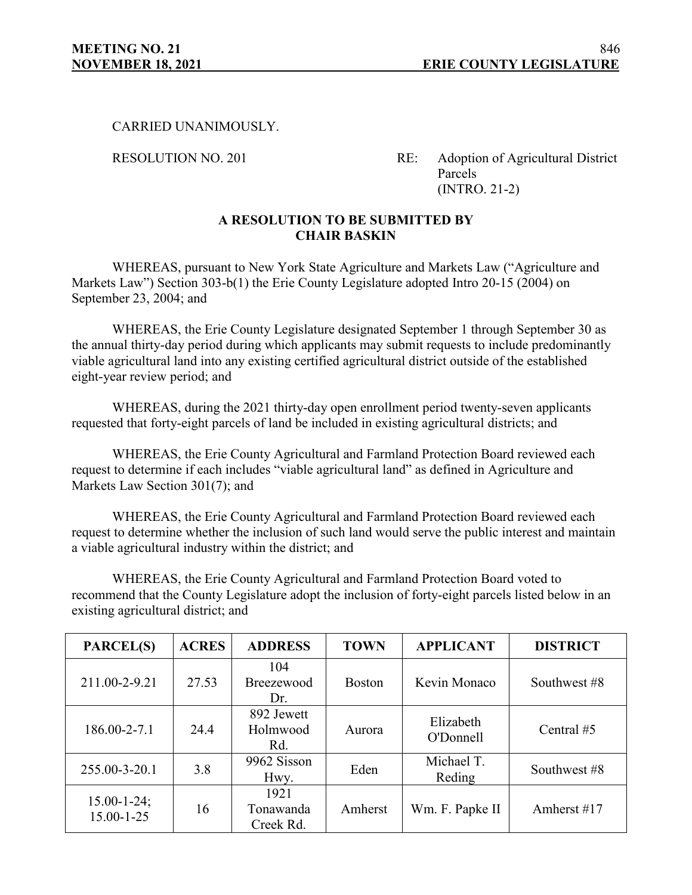CARRIED UNANIMOUSLY.

RESOLUTION NO. 201 RE: Adoption of Agricultural District Parcels (INTRO. 21-2)

**A RESOLUTION TO BE SUBMITTED BY CHAIR BASKIN**

WHEREAS, pursuant to New York State Agriculture and Markets Law ("Agriculture and Markets Law") Section 303-b(1) the Erie County Legislature adopted Intro 20-15 (2004) on September 23, 2004; and

WHEREAS, the Erie County Legislature designated September 1 through September 30 as the annual thirty-day period during which applicants may submit requests to include predominantly viable agricultural land into any existing certified agricultural district outside of the established eight-year review period; and

WHEREAS, during the 2021 thirty-day open enrollment period twenty-seven applicants requested that forty-eight parcels of land be included in existing agricultural districts; and

WHEREAS, the Erie County Agricultural and Farmland Protection Board reviewed each request to determine if each includes "viable agricultural land" as defined in Agriculture and Markets Law Section 301(7); and

WHEREAS, the Erie County Agricultural and Farmland Protection Board reviewed each request to determine whether the inclusion of such land would serve the public interest and maintain a viable agricultural industry within the district; and

WHEREAS, the Erie County Agricultural and Farmland Protection Board voted to recommend that the County Legislature adopt the inclusion of forty-eight parcels listed below in an existing agricultural district; and

| PARCEL(S) | ACRES | ADDRESS | TOWN | APPLICANT | DISTRICT |
|---|---|---|---|---|---|
| 211.00-2-9.21 | 27.53 | 104 Breezewood Dr. | Boston | Kevin Monaco | Southwest #8 |
| 186.00-2-7.1 | 24.4 | 892 Jewett Holmwood Rd. | Aurora | Elizabeth O'Donnell | Central #5 |
| 255.00-3-20.1 | 3.8 | 9962 Sisson Hwy. | Eden | Michael T. Reding | Southwest #8 |
| 15.00-1-24; 15.00-1-25 | 16 | 1921 Tonawanda Creek Rd. | Amherst | Wm. F. Papke II | Amherst #17 |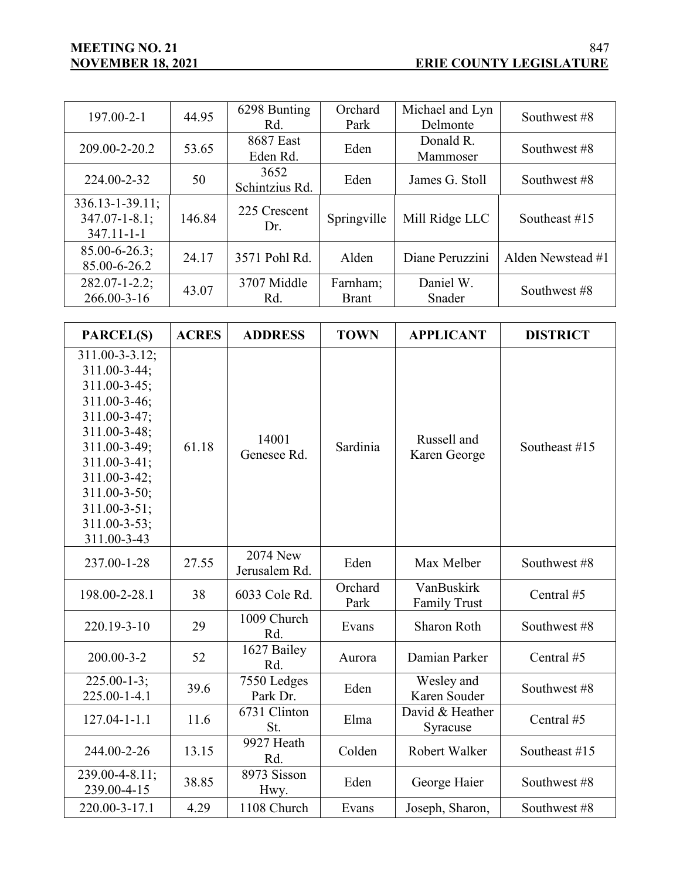| | | | | | |
|---|---|---|---|---|---|
| 197.00-2-1 | 44.95 | 6298 Bunting Rd. | Orchard Park | Michael and Lyn Delmonte | Southwest #8 |
| 209.00-2-20.2 | 53.65 | 8687 East Eden Rd. | Eden | Donald R. Mammoser | Southwest #8 |
| 224.00-2-32 | 50 | 3652 Schintzius Rd. | Eden | James G. Stoll | Southwest #8 |
| 336.13-1-39.11; 347.07-1-8.1; 347.11-1-1 | 146.84 | 225 Crescent Dr. | Springville | Mill Ridge LLC | Southeast #15 |
| 85.00-6-26.3; 85.00-6-26.2 | 24.17 | 3571 Pohl Rd. | Alden | Diane Peruzzini | Alden Newstead #1 |
| 282.07-1-2.2; 266.00-3-16 | 43.07 | 3707 Middle Rd. | Farnham; Brant | Daniel W. Snader | Southwest #8 |

| PARCEL(S) | ACRES | ADDRESS | TOWN | APPLICANT | DISTRICT |
|---|---|---|---|---|---|
| 311.00-3-3.12; 311.00-3-44; 311.00-3-45; 311.00-3-46; 311.00-3-47; 311.00-3-48; 311.00-3-49; 311.00-3-41; 311.00-3-42; 311.00-3-50; 311.00-3-51; 311.00-3-53; 311.00-3-43 | 61.18 | 14001 Genesee Rd. | Sardinia | Russell and Karen George | Southeast #15 |
| 237.00-1-28 | 27.55 | 2074 New Jerusalem Rd. | Eden | Max Melber | Southwest #8 |
| 198.00-2-28.1 | 38 | 6033 Cole Rd. | Orchard Park | VanBuskirk Family Trust | Central #5 |
| 220.19-3-10 | 29 | 1009 Church Rd. | Evans | Sharon Roth | Southwest #8 |
| 200.00-3-2 | 52 | 1627 Bailey Rd. | Aurora | Damian Parker | Central #5 |
| 225.00-1-3; 225.00-1-4.1 | 39.6 | 7550 Ledges Park Dr. | Eden | Wesley and Karen Souder | Southwest #8 |
| 127.04-1-1.1 | 11.6 | 6731 Clinton St. | Elma | David & Heather Syracuse | Central #5 |
| 244.00-2-26 | 13.15 | 9927 Heath Rd. | Colden | Robert Walker | Southeast #15 |
| 239.00-4-8.11; 239.00-4-15 | 38.85 | 8973 Sisson Hwy. | Eden | George Haier | Southwest #8 |
| 220.00-3-17.1 | 4.29 | 1108 Church | Evans | Joseph, Sharon, | Southwest #8 |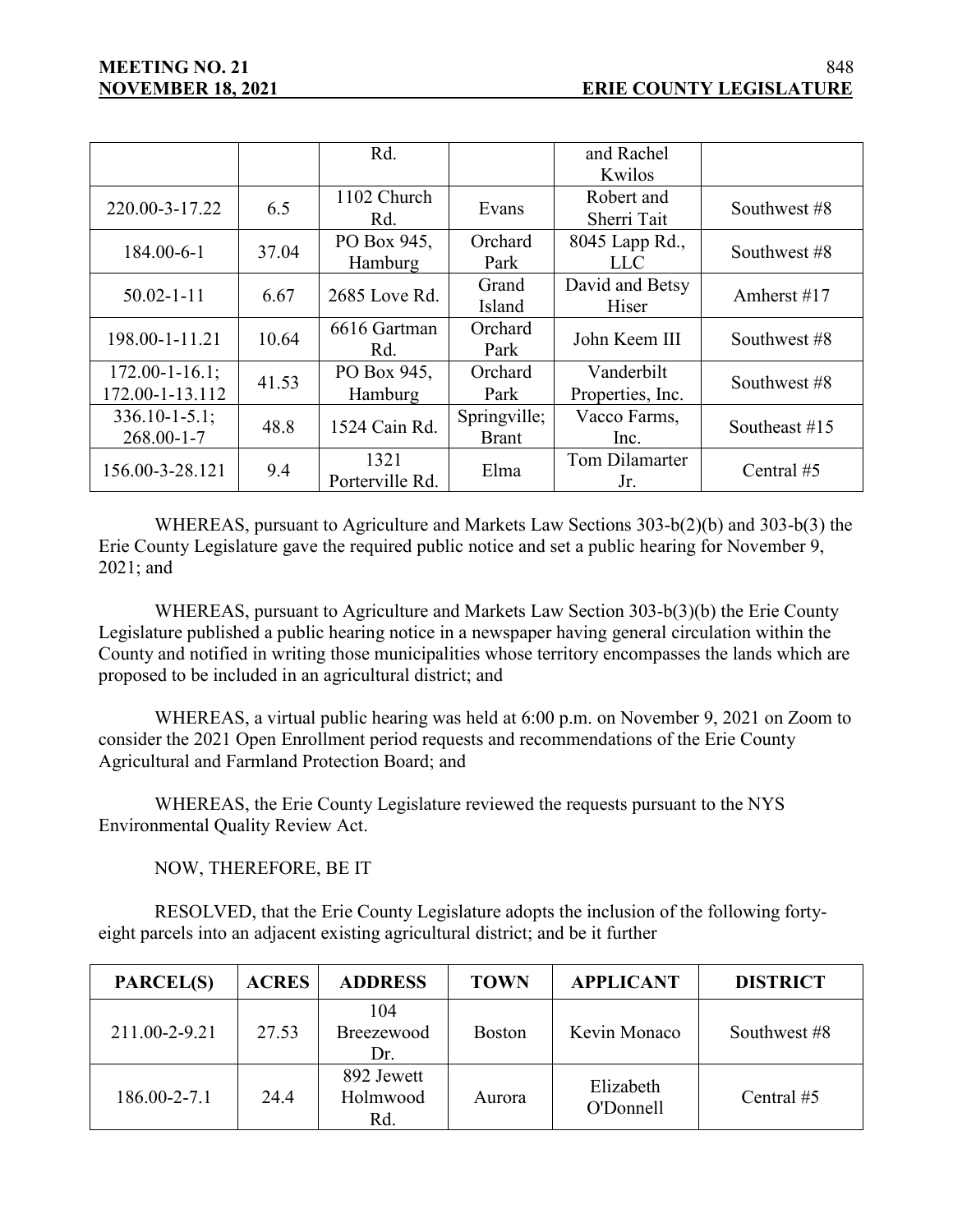| | | Rd. | | and Rachel Kwilos | |
|---|---|---|---|---|---|
| 220.00-3-17.22 | 6.5 | 1102 Church Rd. | Evans | Robert and Sherri Tait | Southwest #8 |
| 184.00-6-1 | 37.04 | PO Box 945, Hamburg | Orchard Park | 8045 Lapp Rd., LLC | Southwest #8 |
| 50.02-1-11 | 6.67 | 2685 Love Rd. | Grand Island | David and Betsy Hiser | Amherst #17 |
| 198.00-1-11.21 | 10.64 | 6616 Gartman Rd. | Orchard Park | John Keem III | Southwest #8 |
| 172.00-1-16.1; 172.00-1-13.112 | 41.53 | PO Box 945, Hamburg | Orchard Park | Vanderbilt Properties, Inc. | Southwest #8 |
| 336.10-1-5.1; 268.00-1-7 | 48.8 | 1524 Cain Rd. | Springville; Brant | Vacco Farms, Inc. | Southeast #15 |
| 156.00-3-28.121 | 9.4 | 1321 Porterville Rd. | Elma | Tom Dilamarter Jr. | Central #5 |

WHEREAS, pursuant to Agriculture and Markets Law Sections 303-b(2)(b) and 303-b(3) the Erie County Legislature gave the required public notice and set a public hearing for November 9, 2021; and

WHEREAS, pursuant to Agriculture and Markets Law Section 303-b(3)(b) the Erie County Legislature published a public hearing notice in a newspaper having general circulation within the County and notified in writing those municipalities whose territory encompasses the lands which are proposed to be included in an agricultural district; and

WHEREAS, a virtual public hearing was held at 6:00 p.m. on November 9, 2021 on Zoom to consider the 2021 Open Enrollment period requests and recommendations of the Erie County Agricultural and Farmland Protection Board; and

WHEREAS, the Erie County Legislature reviewed the requests pursuant to the NYS Environmental Quality Review Act.

NOW, THEREFORE, BE IT

RESOLVED, that the Erie County Legislature adopts the inclusion of the following forty-eight parcels into an adjacent existing agricultural district; and be it further

| PARCEL(S) | ACRES | ADDRESS | TOWN | APPLICANT | DISTRICT |
|---|---|---|---|---|---|
| 211.00-2-9.21 | 27.53 | 104 Breezewood Dr. | Boston | Kevin Monaco | Southwest #8 |
| 186.00-2-7.1 | 24.4 | 892 Jewett Holmwood Rd. | Aurora | Elizabeth O'Donnell | Central #5 |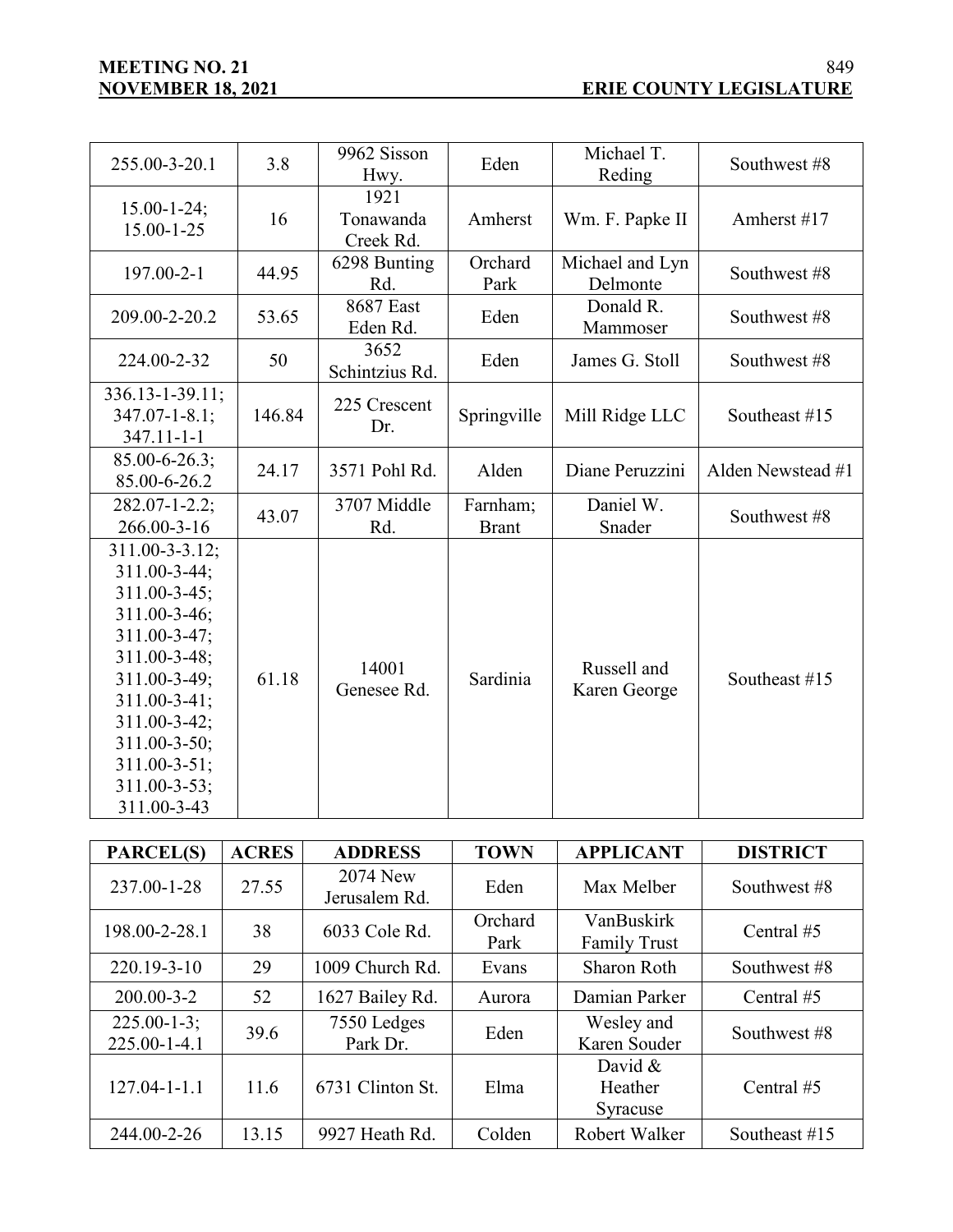| | | | | | |
|---|---|---|---|---|---|
| 255.00-3-20.1 | 3.8 | 9962 Sisson Hwy. | Eden | Michael T. Reding | Southwest #8 |
| 15.00-1-24; 15.00-1-25 | 16 | 1921 Tonawanda Creek Rd. | Amherst | Wm. F. Papke II | Amherst #17 |
| 197.00-2-1 | 44.95 | 6298 Bunting Rd. | Orchard Park | Michael and Lyn Delmonte | Southwest #8 |
| 209.00-2-20.2 | 53.65 | 8687 East Eden Rd. | Eden | Donald R. Mammoser | Southwest #8 |
| 224.00-2-32 | 50 | 3652 Schintzius Rd. | Eden | James G. Stoll | Southwest #8 |
| 336.13-1-39.11; 347.07-1-8.1; 347.11-1-1 | 146.84 | 225 Crescent Dr. | Springville | Mill Ridge LLC | Southeast #15 |
| 85.00-6-26.3; 85.00-6-26.2 | 24.17 | 3571 Pohl Rd. | Alden | Diane Peruzzini | Alden Newstead #1 |
| 282.07-1-2.2; 266.00-3-16 | 43.07 | 3707 Middle Rd. | Farnham; Brant | Daniel W. Snader | Southwest #8 |
| 311.00-3-3.12; 311.00-3-44; 311.00-3-45; 311.00-3-46; 311.00-3-47; 311.00-3-48; 311.00-3-49; 311.00-3-41; 311.00-3-42; 311.00-3-50; 311.00-3-51; 311.00-3-53; 311.00-3-43 | 61.18 | 14001 Genesee Rd. | Sardinia | Russell and Karen George | Southeast #15 |

| PARCEL(S) | ACRES | ADDRESS | TOWN | APPLICANT | DISTRICT |
|---|---|---|---|---|---|
| 237.00-1-28 | 27.55 | 2074 New Jerusalem Rd. | Eden | Max Melber | Southwest #8 |
| 198.00-2-28.1 | 38 | 6033 Cole Rd. | Orchard Park | VanBuskirk Family Trust | Central #5 |
| 220.19-3-10 | 29 | 1009 Church Rd. | Evans | Sharon Roth | Southwest #8 |
| 200.00-3-2 | 52 | 1627 Bailey Rd. | Aurora | Damian Parker | Central #5 |
| 225.00-1-3; 225.00-1-4.1 | 39.6 | 7550 Ledges Park Dr. | Eden | Wesley and Karen Souder | Southwest #8 |
| 127.04-1-1.1 | 11.6 | 6731 Clinton St. | Elma | David & Heather Syracuse | Central #5 |
| 244.00-2-26 | 13.15 | 9927 Heath Rd. | Colden | Robert Walker | Southeast #15 |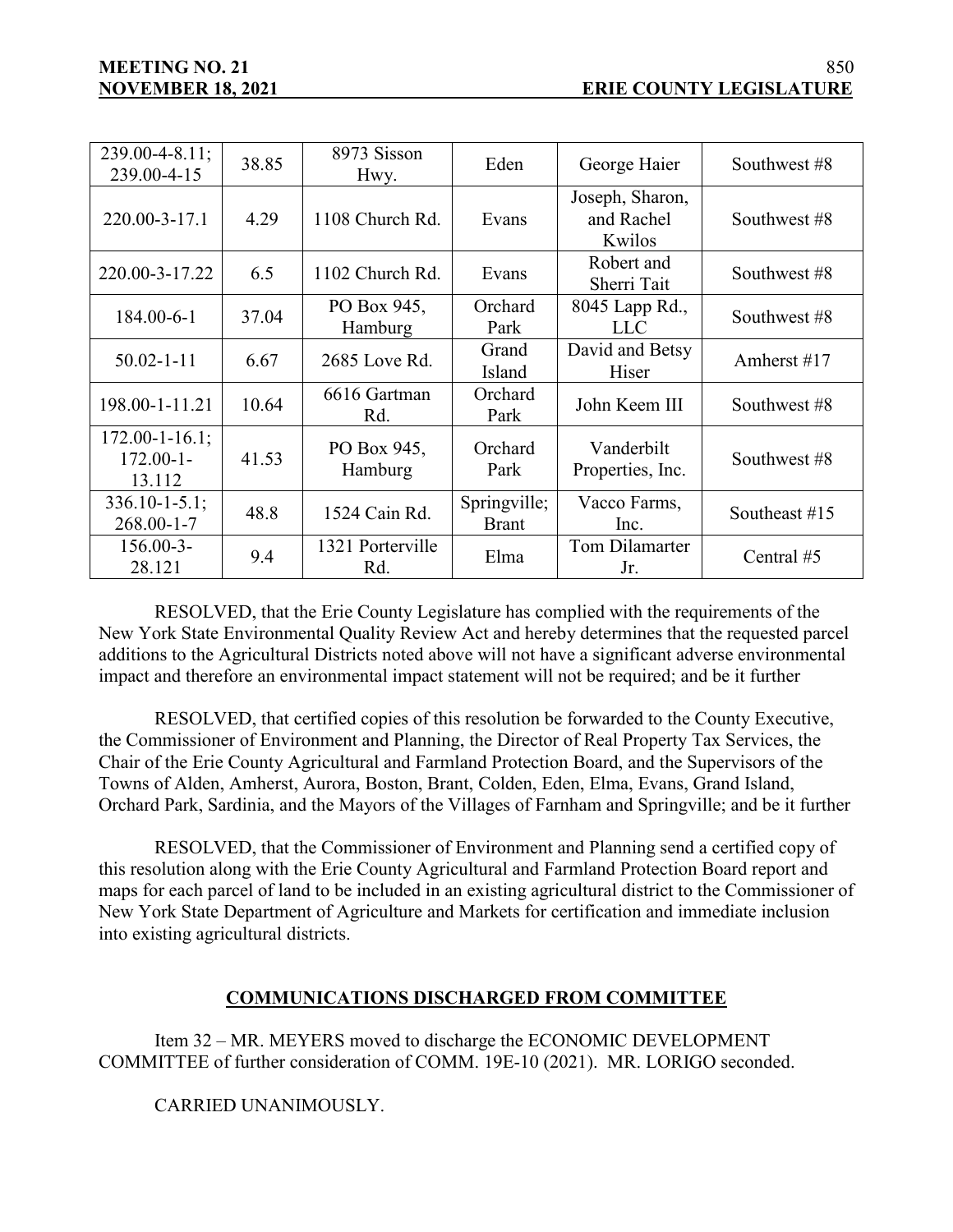| | | | | | |
|---|---|---|---|---|---|
| 239.00-4-8.11; 239.00-4-15 | 38.85 | 8973 Sisson Hwy. | Eden | George Haier | Southwest #8 |
| 220.00-3-17.1 | 4.29 | 1108 Church Rd. | Evans | Joseph, Sharon, and Rachel Kwilos | Southwest #8 |
| 220.00-3-17.22 | 6.5 | 1102 Church Rd. | Evans | Robert and Sherri Tait | Southwest #8 |
| 184.00-6-1 | 37.04 | PO Box 945, Hamburg | Orchard Park | 8045 Lapp Rd., LLC | Southwest #8 |
| 50.02-1-11 | 6.67 | 2685 Love Rd. | Grand Island | David and Betsy Hiser | Amherst #17 |
| 198.00-1-11.21 | 10.64 | 6616 Gartman Rd. | Orchard Park | John Keem III | Southwest #8 |
| 172.00-1-16.1; 172.00-1-13.112 | 41.53 | PO Box 945, Hamburg | Orchard Park | Vanderbilt Properties, Inc. | Southwest #8 |
| 336.10-1-5.1; 268.00-1-7 | 48.8 | 1524 Cain Rd. | Springville; Brant | Vacco Farms, Inc. | Southeast #15 |
| 156.00-3-28.121 | 9.4 | 1321 Porterville Rd. | Elma | Tom Dilamarter Jr. | Central #5 |

RESOLVED, that the Erie County Legislature has complied with the requirements of the New York State Environmental Quality Review Act and hereby determines that the requested parcel additions to the Agricultural Districts noted above will not have a significant adverse environmental impact and therefore an environmental impact statement will not be required; and be it further

RESOLVED, that certified copies of this resolution be forwarded to the County Executive, the Commissioner of Environment and Planning, the Director of Real Property Tax Services, the Chair of the Erie County Agricultural and Farmland Protection Board, and the Supervisors of the Towns of Alden, Amherst, Aurora, Boston, Brant, Colden, Eden, Elma, Evans, Grand Island, Orchard Park, Sardinia, and the Mayors of the Villages of Farnham and Springville; and be it further

RESOLVED, that the Commissioner of Environment and Planning send a certified copy of this resolution along with the Erie County Agricultural and Farmland Protection Board report and maps for each parcel of land to be included in an existing agricultural district to the Commissioner of New York State Department of Agriculture and Markets for certification and immediate inclusion into existing agricultural districts.

## COMMUNICATIONS DISCHARGED FROM COMMITTEE

Item 32 – MR. MEYERS moved to discharge the ECONOMIC DEVELOPMENT COMMITTEE of further consideration of COMM. 19E-10 (2021). MR. LORIGO seconded.

CARRIED UNANIMOUSLY.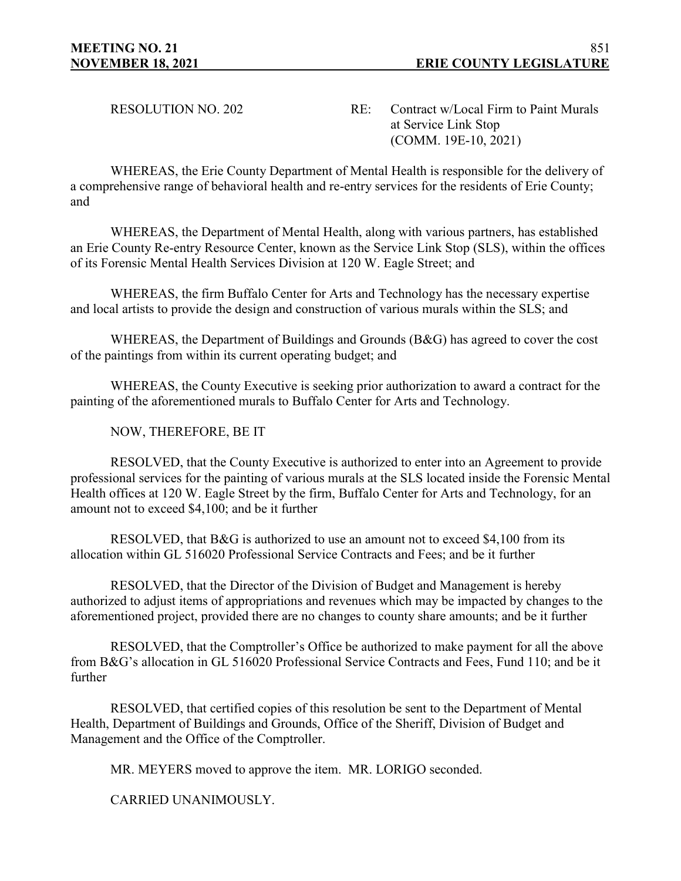RESOLUTION NO. 202 RE: Contract w/Local Firm to Paint Murals at Service Link Stop (COMM. 19E-10, 2021)

WHEREAS, the Erie County Department of Mental Health is responsible for the delivery of a comprehensive range of behavioral health and re-entry services for the residents of Erie County; and

WHEREAS, the Department of Mental Health, along with various partners, has established an Erie County Re-entry Resource Center, known as the Service Link Stop (SLS), within the offices of its Forensic Mental Health Services Division at 120 W. Eagle Street; and

WHEREAS, the firm Buffalo Center for Arts and Technology has the necessary expertise and local artists to provide the design and construction of various murals within the SLS; and

WHEREAS, the Department of Buildings and Grounds (B&G) has agreed to cover the cost of the paintings from within its current operating budget; and

WHEREAS, the County Executive is seeking prior authorization to award a contract for the painting of the aforementioned murals to Buffalo Center for Arts and Technology.

NOW, THEREFORE, BE IT

RESOLVED, that the County Executive is authorized to enter into an Agreement to provide professional services for the painting of various murals at the SLS located inside the Forensic Mental Health offices at 120 W. Eagle Street by the firm, Buffalo Center for Arts and Technology, for an amount not to exceed $4,100; and be it further

RESOLVED, that B&G is authorized to use an amount not to exceed $4,100 from its allocation within GL 516020 Professional Service Contracts and Fees; and be it further

RESOLVED, that the Director of the Division of Budget and Management is hereby authorized to adjust items of appropriations and revenues which may be impacted by changes to the aforementioned project, provided there are no changes to county share amounts; and be it further

RESOLVED, that the Comptroller's Office be authorized to make payment for all the above from B&G's allocation in GL 516020 Professional Service Contracts and Fees, Fund 110; and be it further

RESOLVED, that certified copies of this resolution be sent to the Department of Mental Health, Department of Buildings and Grounds, Office of the Sheriff, Division of Budget and Management and the Office of the Comptroller.

MR. MEYERS moved to approve the item. MR. LORIGO seconded.

CARRIED UNANIMOUSLY.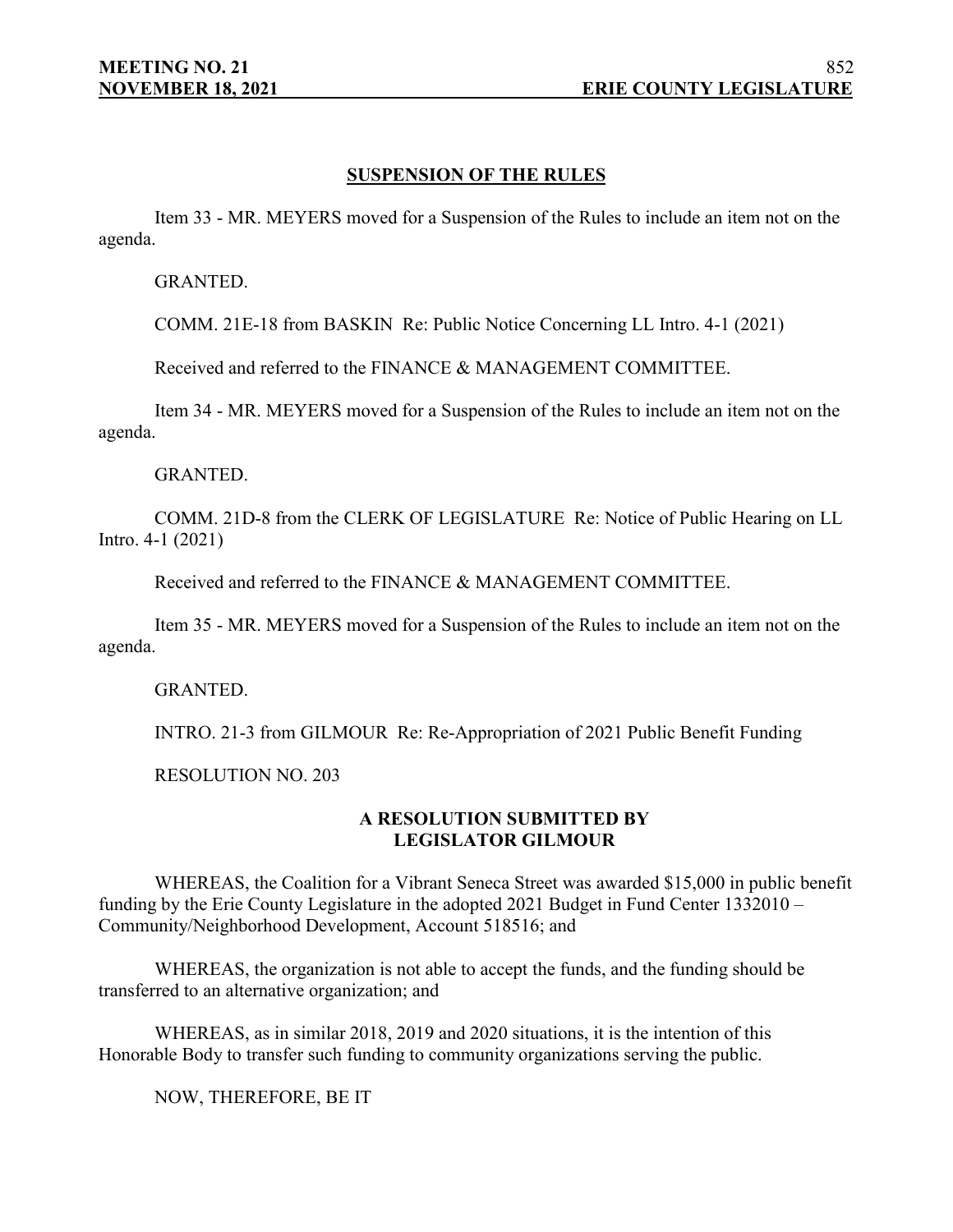## SUSPENSION OF THE RULES

Item 33 - MR. MEYERS moved for a Suspension of the Rules to include an item not on the agenda.

GRANTED.

COMM. 21E-18 from BASKIN Re: Public Notice Concerning LL Intro. 4-1 (2021)

Received and referred to the FINANCE & MANAGEMENT COMMITTEE.

Item 34 - MR. MEYERS moved for a Suspension of the Rules to include an item not on the agenda.

GRANTED.

COMM. 21D-8 from the CLERK OF LEGISLATURE Re: Notice of Public Hearing on LL Intro. 4-1 (2021)

Received and referred to the FINANCE & MANAGEMENT COMMITTEE.

Item 35 - MR. MEYERS moved for a Suspension of the Rules to include an item not on the agenda.

GRANTED.

INTRO. 21-3 from GILMOUR Re: Re-Appropriation of 2021 Public Benefit Funding

RESOLUTION NO. 203

**A RESOLUTION SUBMITTED BY LEGISLATOR GILMOUR**

WHEREAS, the Coalition for a Vibrant Seneca Street was awarded $15,000 in public benefit funding by the Erie County Legislature in the adopted 2021 Budget in Fund Center 1332010 – Community/Neighborhood Development, Account 518516; and

WHEREAS, the organization is not able to accept the funds, and the funding should be transferred to an alternative organization; and

WHEREAS, as in similar 2018, 2019 and 2020 situations, it is the intention of this Honorable Body to transfer such funding to community organizations serving the public.

NOW, THEREFORE, BE IT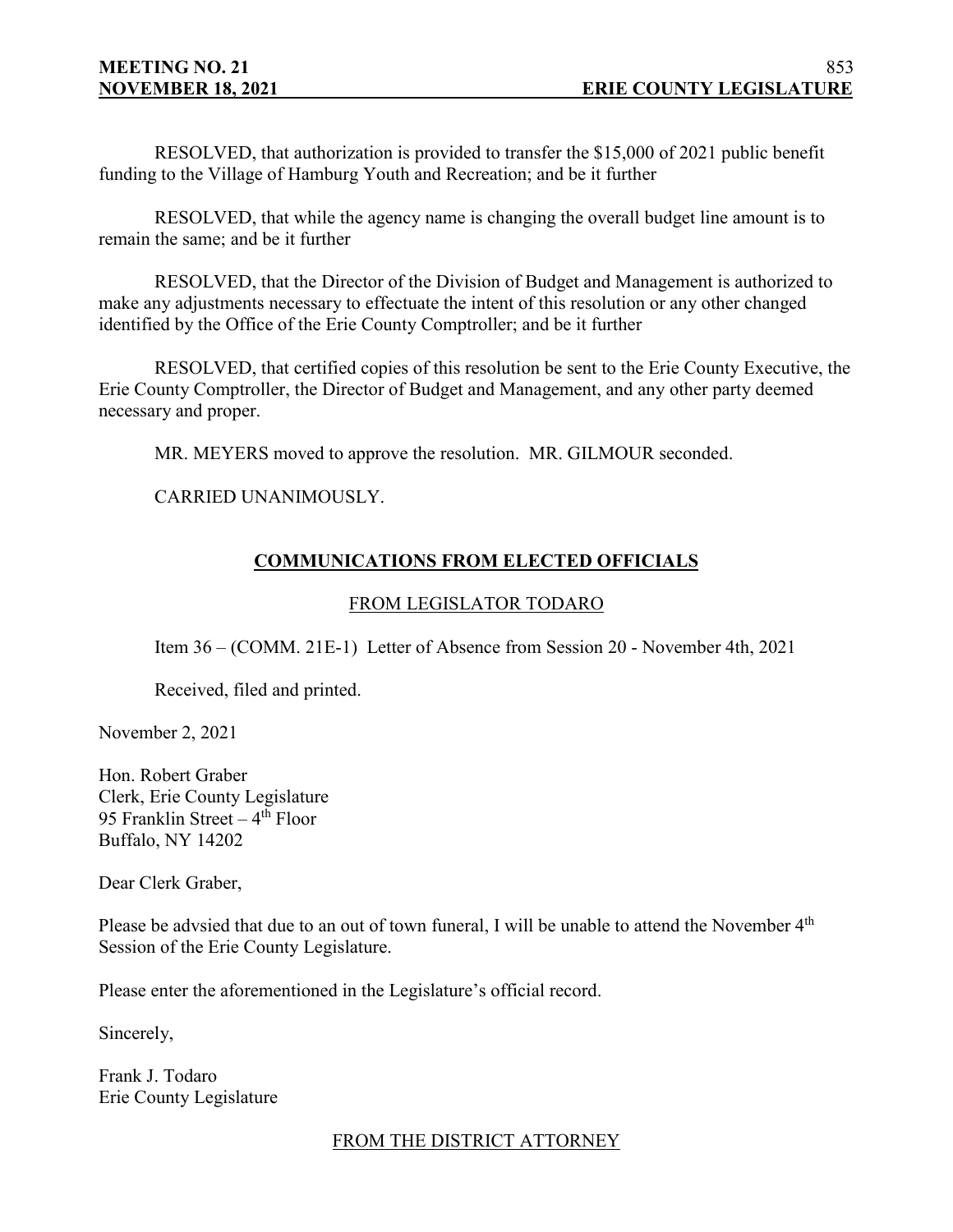RESOLVED, that authorization is provided to transfer the $15,000 of 2021 public benefit funding to the Village of Hamburg Youth and Recreation; and be it further

RESOLVED, that while the agency name is changing the overall budget line amount is to remain the same; and be it further

RESOLVED, that the Director of the Division of Budget and Management is authorized to make any adjustments necessary to effectuate the intent of this resolution or any other changed identified by the Office of the Erie County Comptroller; and be it further

RESOLVED, that certified copies of this resolution be sent to the Erie County Executive, the Erie County Comptroller, the Director of Budget and Management, and any other party deemed necessary and proper.

MR. MEYERS moved to approve the resolution. MR. GILMOUR seconded.

CARRIED UNANIMOUSLY.

## COMMUNICATIONS FROM ELECTED OFFICIALS

### FROM LEGISLATOR TODARO

Item 36 – (COMM. 21E-1) Letter of Absence from Session 20 - November 4th, 2021

Received, filed and printed.

November 2, 2021

Hon. Robert Graber
Clerk, Erie County Legislature
95 Franklin Street – 4th Floor
Buffalo, NY 14202

Dear Clerk Graber,

Please be advsied that due to an out of town funeral, I will be unable to attend the November 4th Session of the Erie County Legislature.

Please enter the aforementioned in the Legislature's official record.

Sincerely,

Frank J. Todaro
Erie County Legislature

### FROM THE DISTRICT ATTORNEY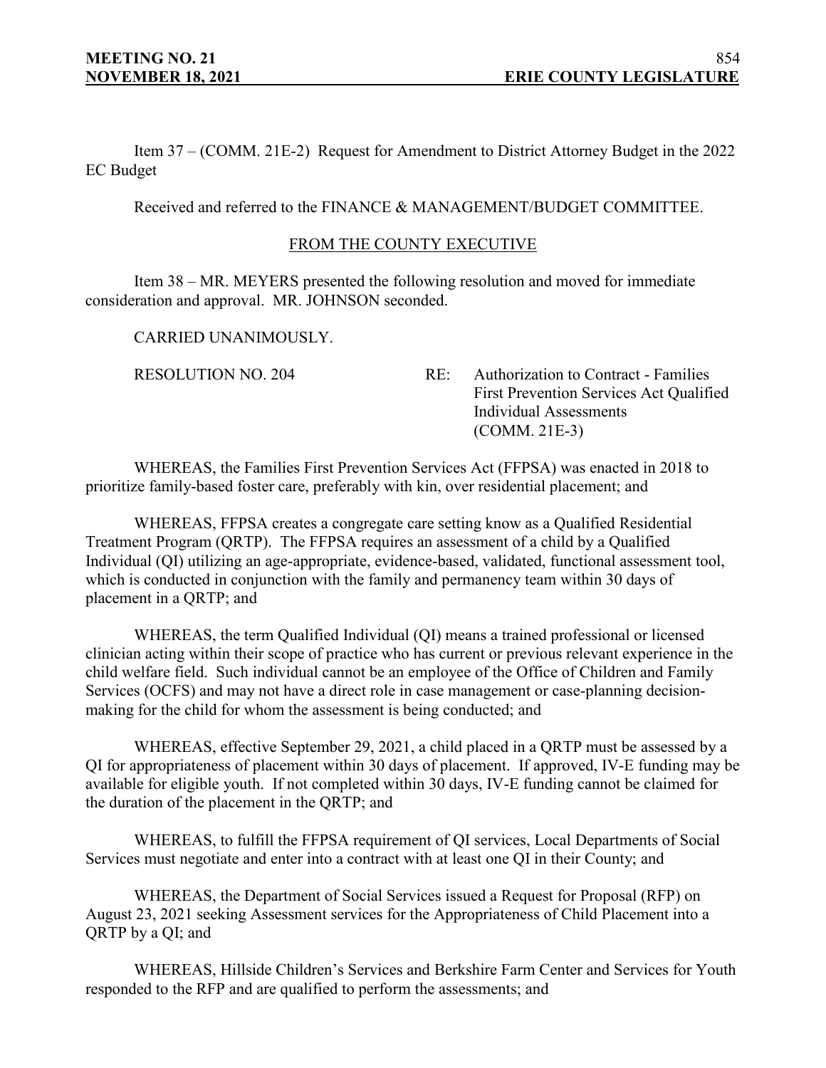Item 37 – (COMM. 21E-2) Request for Amendment to District Attorney Budget in the 2022 EC Budget

Received and referred to the FINANCE & MANAGEMENT/BUDGET COMMITTEE.

FROM THE COUNTY EXECUTIVE

Item 38 – MR. MEYERS presented the following resolution and moved for immediate consideration and approval. MR. JOHNSON seconded.

CARRIED UNANIMOUSLY.

RESOLUTION NO. 204 RE: Authorization to Contract - Families First Prevention Services Act Qualified Individual Assessments (COMM. 21E-3)

WHEREAS, the Families First Prevention Services Act (FFPSA) was enacted in 2018 to prioritize family-based foster care, preferably with kin, over residential placement; and

WHEREAS, FFPSA creates a congregate care setting know as a Qualified Residential Treatment Program (QRTP). The FFPSA requires an assessment of a child by a Qualified Individual (QI) utilizing an age-appropriate, evidence-based, validated, functional assessment tool, which is conducted in conjunction with the family and permanency team within 30 days of placement in a QRTP; and

WHEREAS, the term Qualified Individual (QI) means a trained professional or licensed clinician acting within their scope of practice who has current or previous relevant experience in the child welfare field. Such individual cannot be an employee of the Office of Children and Family Services (OCFS) and may not have a direct role in case management or case-planning decision-making for the child for whom the assessment is being conducted; and

WHEREAS, effective September 29, 2021, a child placed in a QRTP must be assessed by a QI for appropriateness of placement within 30 days of placement. If approved, IV-E funding may be available for eligible youth. If not completed within 30 days, IV-E funding cannot be claimed for the duration of the placement in the QRTP; and

WHEREAS, to fulfill the FFPSA requirement of QI services, Local Departments of Social Services must negotiate and enter into a contract with at least one QI in their County; and

WHEREAS, the Department of Social Services issued a Request for Proposal (RFP) on August 23, 2021 seeking Assessment services for the Appropriateness of Child Placement into a QRTP by a QI; and

WHEREAS, Hillside Children's Services and Berkshire Farm Center and Services for Youth responded to the RFP and are qualified to perform the assessments; and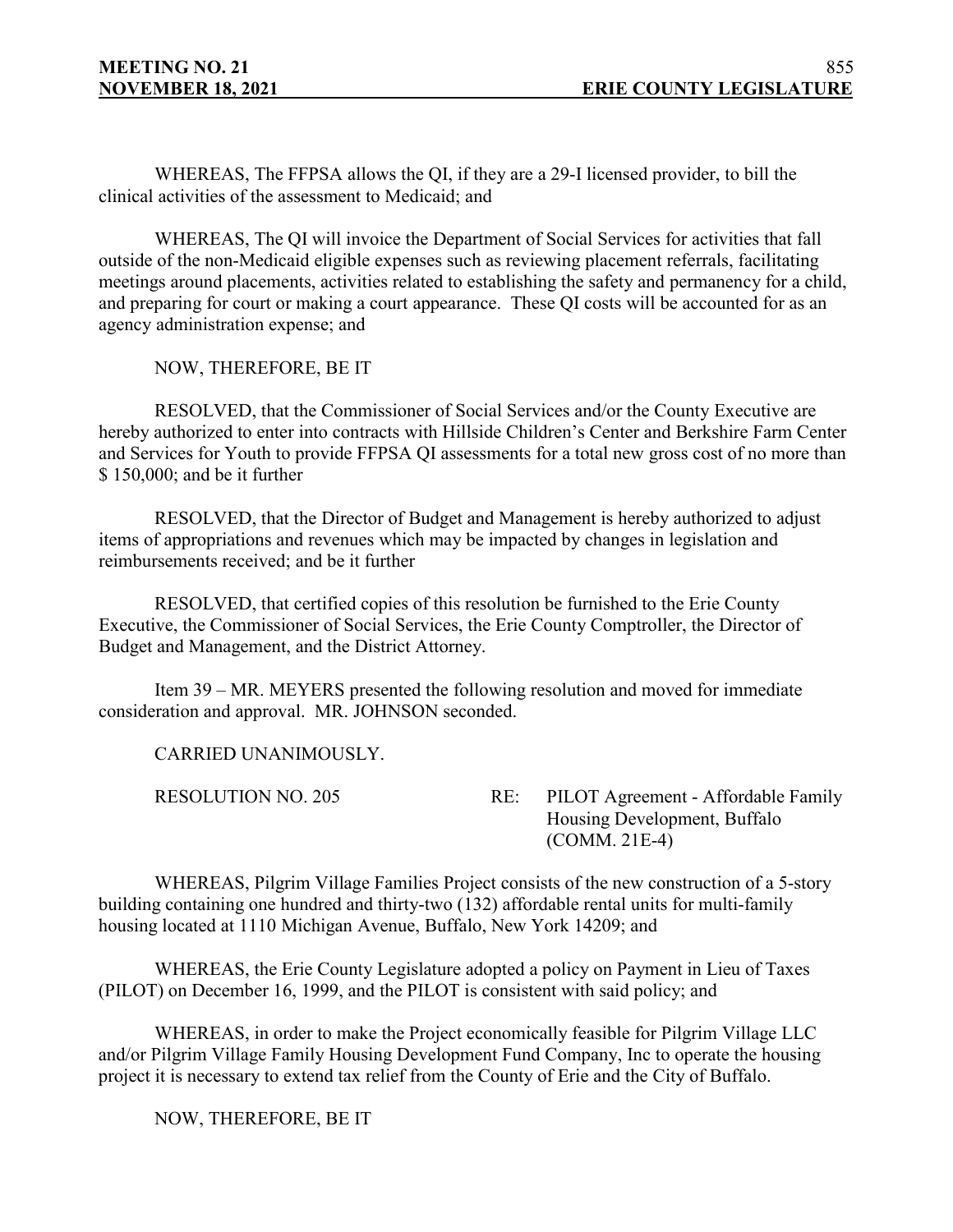WHEREAS, The FFPSA allows the QI, if they are a 29-I licensed provider, to bill the clinical activities of the assessment to Medicaid; and

WHEREAS, The QI will invoice the Department of Social Services for activities that fall outside of the non-Medicaid eligible expenses such as reviewing placement referrals, facilitating meetings around placements, activities related to establishing the safety and permanency for a child, and preparing for court or making a court appearance. These QI costs will be accounted for as an agency administration expense; and

NOW, THEREFORE, BE IT

RESOLVED, that the Commissioner of Social Services and/or the County Executive are hereby authorized to enter into contracts with Hillside Children's Center and Berkshire Farm Center and Services for Youth to provide FFPSA QI assessments for a total new gross cost of no more than $ 150,000; and be it further

RESOLVED, that the Director of Budget and Management is hereby authorized to adjust items of appropriations and revenues which may be impacted by changes in legislation and reimbursements received; and be it further

RESOLVED, that certified copies of this resolution be furnished to the Erie County Executive, the Commissioner of Social Services, the Erie County Comptroller, the Director of Budget and Management, and the District Attorney.

Item 39 – MR. MEYERS presented the following resolution and moved for immediate consideration and approval. MR. JOHNSON seconded.

CARRIED UNANIMOUSLY.

RESOLUTION NO. 205 RE: PILOT Agreement - Affordable Family Housing Development, Buffalo (COMM. 21E-4)

WHEREAS, Pilgrim Village Families Project consists of the new construction of a 5-story building containing one hundred and thirty-two (132) affordable rental units for multi-family housing located at 1110 Michigan Avenue, Buffalo, New York 14209; and

WHEREAS, the Erie County Legislature adopted a policy on Payment in Lieu of Taxes (PILOT) on December 16, 1999, and the PILOT is consistent with said policy; and

WHEREAS, in order to make the Project economically feasible for Pilgrim Village LLC and/or Pilgrim Village Family Housing Development Fund Company, Inc to operate the housing project it is necessary to extend tax relief from the County of Erie and the City of Buffalo.

NOW, THEREFORE, BE IT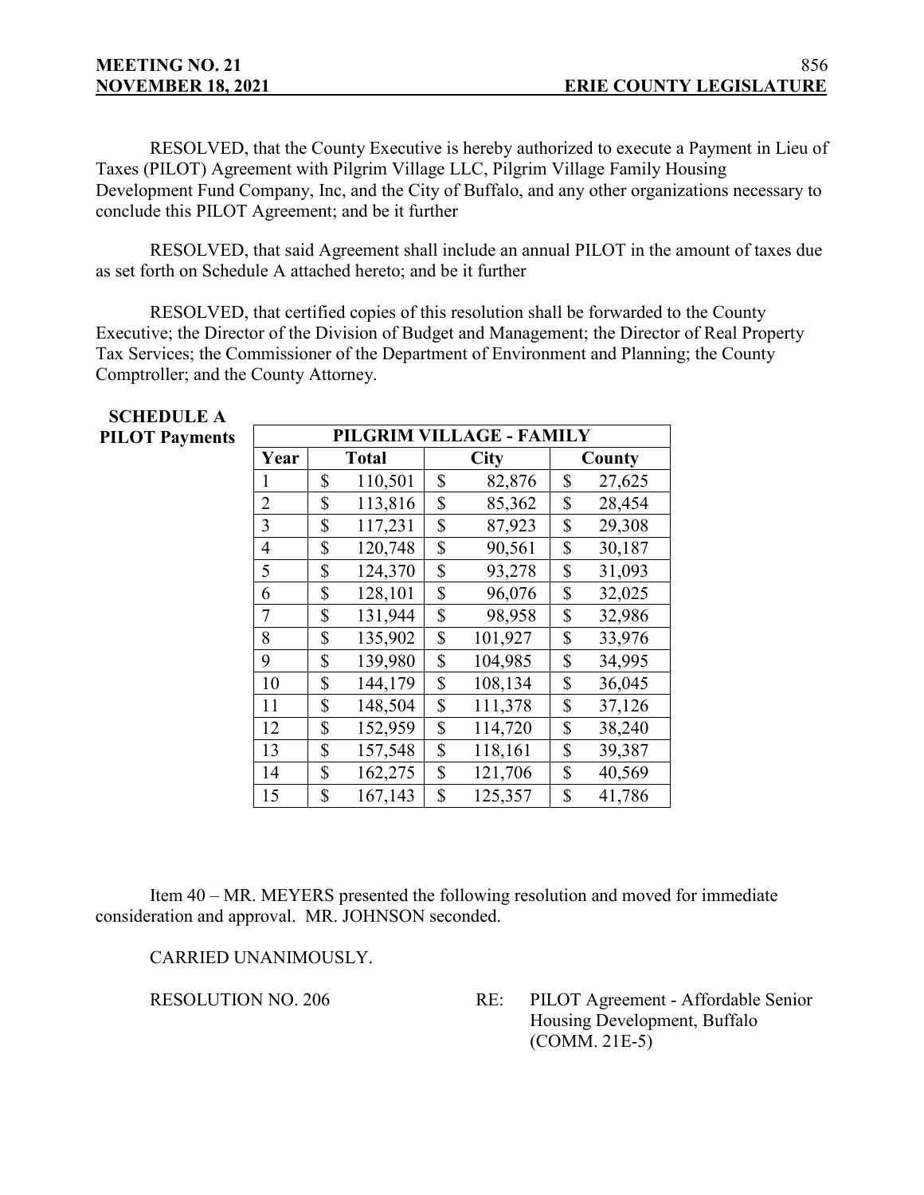RESOLVED, that the County Executive is hereby authorized to execute a Payment in Lieu of Taxes (PILOT) Agreement with Pilgrim Village LLC, Pilgrim Village Family Housing Development Fund Company, Inc, and the City of Buffalo, and any other organizations necessary to conclude this PILOT Agreement; and be it further

RESOLVED, that said Agreement shall include an annual PILOT in the amount of taxes due as set forth on Schedule A attached hereto; and be it further

RESOLVED, that certified copies of this resolution shall be forwarded to the County Executive; the Director of the Division of Budget and Management; the Director of Real Property Tax Services; the Commissioner of the Department of Environment and Planning; the County Comptroller; and the County Attorney.

**SCHEDULE A**
**PILOT Payments**

| PILGRIM VILLAGE - FAMILY | | | |
|---|---|---|---|
| **Year** | **Total** | **City** | **County** |
| 1 | $ 110,501 | $ 82,876 | $ 27,625 |
| 2 | $ 113,816 | $ 85,362 | $ 28,454 |
| 3 | $ 117,231 | $ 87,923 | $ 29,308 |
| 4 | $ 120,748 | $ 90,561 | $ 30,187 |
| 5 | $ 124,370 | $ 93,278 | $ 31,093 |
| 6 | $ 128,101 | $ 96,076 | $ 32,025 |
| 7 | $ 131,944 | $ 98,958 | $ 32,986 |
| 8 | $ 135,902 | $ 101,927 | $ 33,976 |
| 9 | $ 139,980 | $ 104,985 | $ 34,995 |
| 10 | $ 144,179 | $ 108,134 | $ 36,045 |
| 11 | $ 148,504 | $ 111,378 | $ 37,126 |
| 12 | $ 152,959 | $ 114,720 | $ 38,240 |
| 13 | $ 157,548 | $ 118,161 | $ 39,387 |
| 14 | $ 162,275 | $ 121,706 | $ 40,569 |
| 15 | $ 167,143 | $ 125,357 | $ 41,786 |

Item 40 – MR. MEYERS presented the following resolution and moved for immediate consideration and approval. MR. JOHNSON seconded.

CARRIED UNANIMOUSLY.

RESOLUTION NO. 206 RE: PILOT Agreement - Affordable Senior Housing Development, Buffalo (COMM. 21E-5)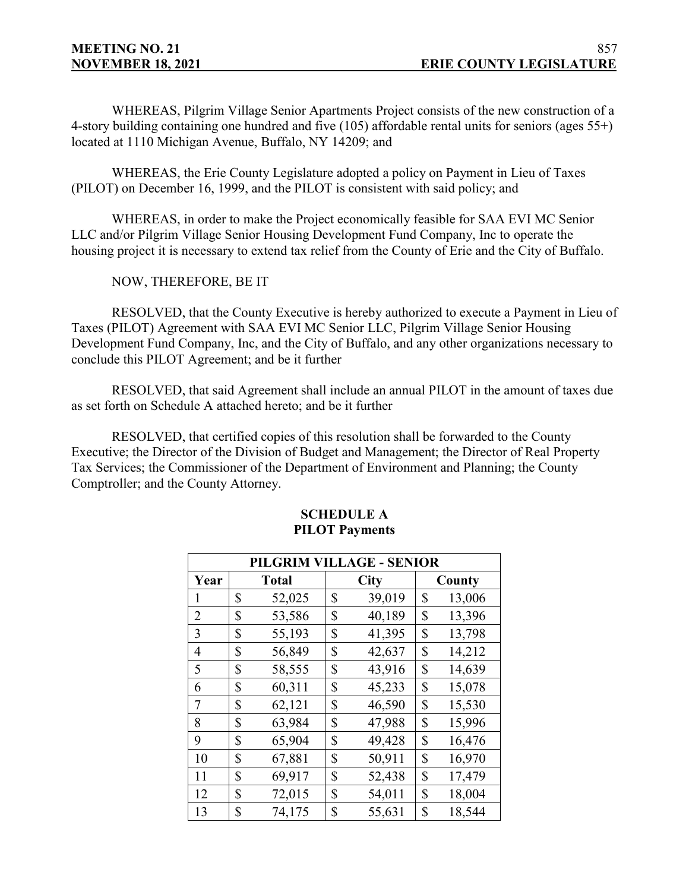WHEREAS, Pilgrim Village Senior Apartments Project consists of the new construction of a 4-story building containing one hundred and five (105) affordable rental units for seniors (ages 55+) located at 1110 Michigan Avenue, Buffalo, NY 14209; and

WHEREAS, the Erie County Legislature adopted a policy on Payment in Lieu of Taxes (PILOT) on December 16, 1999, and the PILOT is consistent with said policy; and

WHEREAS, in order to make the Project economically feasible for SAA EVI MC Senior LLC and/or Pilgrim Village Senior Housing Development Fund Company, Inc to operate the housing project it is necessary to extend tax relief from the County of Erie and the City of Buffalo.

NOW, THEREFORE, BE IT

RESOLVED, that the County Executive is hereby authorized to execute a Payment in Lieu of Taxes (PILOT) Agreement with SAA EVI MC Senior LLC, Pilgrim Village Senior Housing Development Fund Company, Inc, and the City of Buffalo, and any other organizations necessary to conclude this PILOT Agreement; and be it further

RESOLVED, that said Agreement shall include an annual PILOT in the amount of taxes due as set forth on Schedule A attached hereto; and be it further

RESOLVED, that certified copies of this resolution shall be forwarded to the County Executive; the Director of the Division of Budget and Management; the Director of Real Property Tax Services; the Commissioner of the Department of Environment and Planning; the County Comptroller; and the County Attorney.

**SCHEDULE A**
**PILOT Payments**

| PILGRIM VILLAGE - SENIOR | | | |
|---|---|---|---|
| Year | Total | City | County |
| 1 | $ 52,025 | $ 39,019 | $ 13,006 |
| 2 | $ 53,586 | $ 40,189 | $ 13,396 |
| 3 | $ 55,193 | $ 41,395 | $ 13,798 |
| 4 | $ 56,849 | $ 42,637 | $ 14,212 |
| 5 | $ 58,555 | $ 43,916 | $ 14,639 |
| 6 | $ 60,311 | $ 45,233 | $ 15,078 |
| 7 | $ 62,121 | $ 46,590 | $ 15,530 |
| 8 | $ 63,984 | $ 47,988 | $ 15,996 |
| 9 | $ 65,904 | $ 49,428 | $ 16,476 |
| 10 | $ 67,881 | $ 50,911 | $ 16,970 |
| 11 | $ 69,917 | $ 52,438 | $ 17,479 |
| 12 | $ 72,015 | $ 54,011 | $ 18,004 |
| 13 | $ 74,175 | $ 55,631 | $ 18,544 |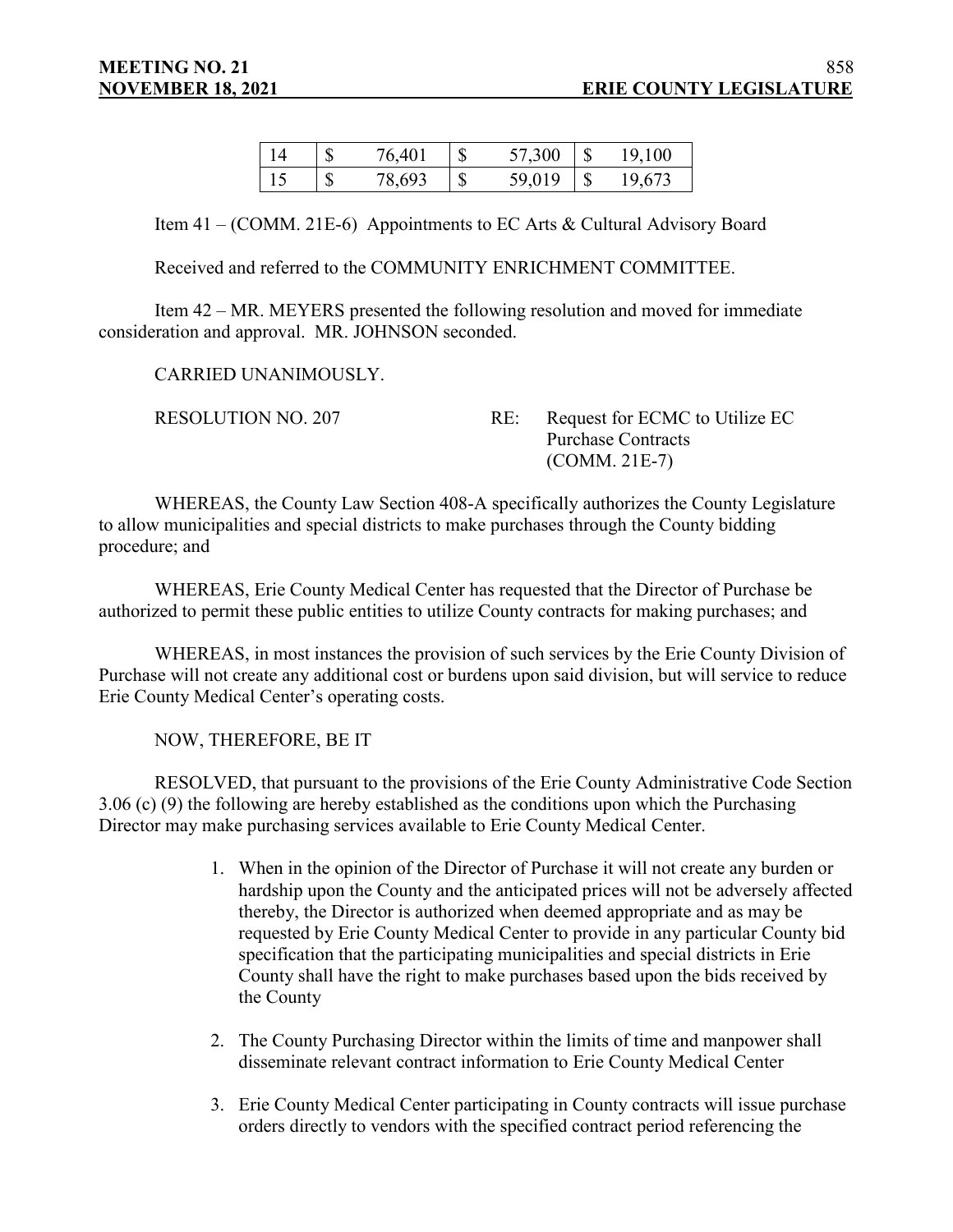| 14 | $ | 76,401 | $ | 57,300 | $ | 19,100 |
|---|---|---|---|---|---|---|
| 15 | $ | 78,693 | $ | 59,019 | $ | 19,673 |

Item 41 – (COMM. 21E-6) Appointments to EC Arts & Cultural Advisory Board

Received and referred to the COMMUNITY ENRICHMENT COMMITTEE.

Item 42 – MR. MEYERS presented the following resolution and moved for immediate consideration and approval. MR. JOHNSON seconded.

CARRIED UNANIMOUSLY.

RESOLUTION NO. 207 RE: Request for ECMC to Utilize EC Purchase Contracts (COMM. 21E-7)

WHEREAS, the County Law Section 408-A specifically authorizes the County Legislature to allow municipalities and special districts to make purchases through the County bidding procedure; and

WHEREAS, Erie County Medical Center has requested that the Director of Purchase be authorized to permit these public entities to utilize County contracts for making purchases; and

WHEREAS, in most instances the provision of such services by the Erie County Division of Purchase will not create any additional cost or burdens upon said division, but will service to reduce Erie County Medical Center's operating costs.

NOW, THEREFORE, BE IT

RESOLVED, that pursuant to the provisions of the Erie County Administrative Code Section 3.06 (c) (9) the following are hereby established as the conditions upon which the Purchasing Director may make purchasing services available to Erie County Medical Center.

1. When in the opinion of the Director of Purchase it will not create any burden or hardship upon the County and the anticipated prices will not be adversely affected thereby, the Director is authorized when deemed appropriate and as may be requested by Erie County Medical Center to provide in any particular County bid specification that the participating municipalities and special districts in Erie County shall have the right to make purchases based upon the bids received by the County

2. The County Purchasing Director within the limits of time and manpower shall disseminate relevant contract information to Erie County Medical Center

3. Erie County Medical Center participating in County contracts will issue purchase orders directly to vendors with the specified contract period referencing the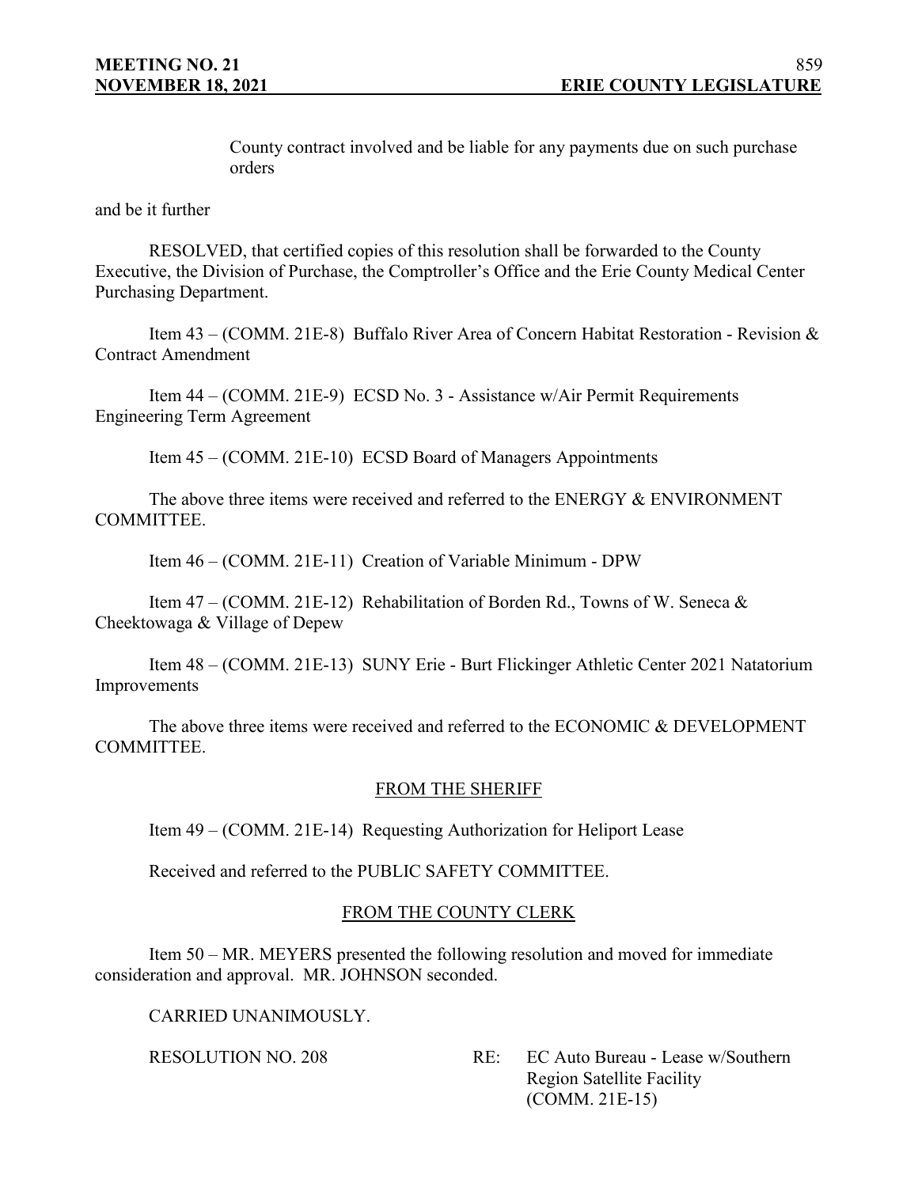County contract involved and be liable for any payments due on such purchase orders

and be it further

RESOLVED, that certified copies of this resolution shall be forwarded to the County Executive, the Division of Purchase, the Comptroller's Office and the Erie County Medical Center Purchasing Department.

Item 43 – (COMM. 21E-8) Buffalo River Area of Concern Habitat Restoration - Revision & Contract Amendment

Item 44 – (COMM. 21E-9) ECSD No. 3 - Assistance w/Air Permit Requirements Engineering Term Agreement

Item 45 – (COMM. 21E-10) ECSD Board of Managers Appointments

The above three items were received and referred to the ENERGY & ENVIRONMENT COMMITTEE.

Item 46 – (COMM. 21E-11) Creation of Variable Minimum - DPW

Item 47 – (COMM. 21E-12) Rehabilitation of Borden Rd., Towns of W. Seneca & Cheektowaga & Village of Depew

Item 48 – (COMM. 21E-13) SUNY Erie - Burt Flickinger Athletic Center 2021 Natatorium Improvements

The above three items were received and referred to the ECONOMIC & DEVELOPMENT COMMITTEE.

## FROM THE SHERIFF

Item 49 – (COMM. 21E-14) Requesting Authorization for Heliport Lease

Received and referred to the PUBLIC SAFETY COMMITTEE.

## FROM THE COUNTY CLERK

Item 50 – MR. MEYERS presented the following resolution and moved for immediate consideration and approval. MR. JOHNSON seconded.

CARRIED UNANIMOUSLY.

RESOLUTION NO. 208 RE: EC Auto Bureau - Lease w/Southern Region Satellite Facility (COMM. 21E-15)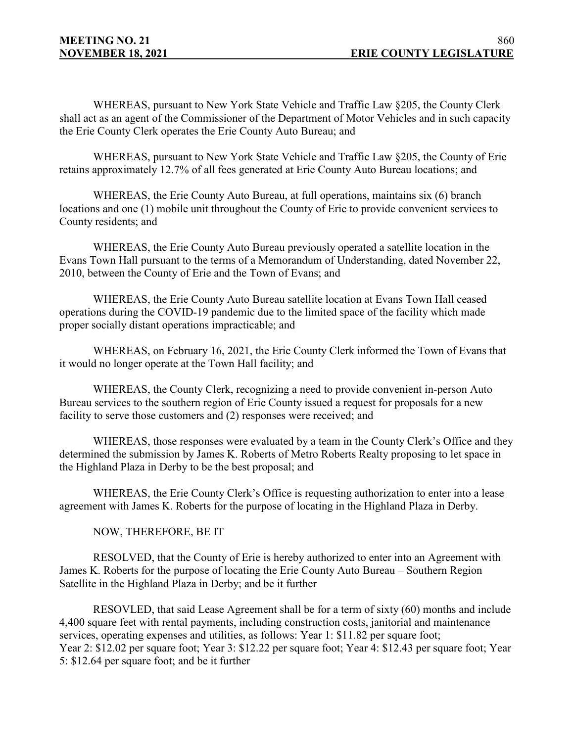WHEREAS, pursuant to New York State Vehicle and Traffic Law §205, the County Clerk shall act as an agent of the Commissioner of the Department of Motor Vehicles and in such capacity the Erie County Clerk operates the Erie County Auto Bureau; and

WHEREAS, pursuant to New York State Vehicle and Traffic Law §205, the County of Erie retains approximately 12.7% of all fees generated at Erie County Auto Bureau locations; and

WHEREAS, the Erie County Auto Bureau, at full operations, maintains six (6) branch locations and one (1) mobile unit throughout the County of Erie to provide convenient services to County residents; and

WHEREAS, the Erie County Auto Bureau previously operated a satellite location in the Evans Town Hall pursuant to the terms of a Memorandum of Understanding, dated November 22, 2010, between the County of Erie and the Town of Evans; and

WHEREAS, the Erie County Auto Bureau satellite location at Evans Town Hall ceased operations during the COVID-19 pandemic due to the limited space of the facility which made proper socially distant operations impracticable; and

WHEREAS, on February 16, 2021, the Erie County Clerk informed the Town of Evans that it would no longer operate at the Town Hall facility; and

WHEREAS, the County Clerk, recognizing a need to provide convenient in-person Auto Bureau services to the southern region of Erie County issued a request for proposals for a new facility to serve those customers and (2) responses were received; and

WHEREAS, those responses were evaluated by a team in the County Clerk's Office and they determined the submission by James K. Roberts of Metro Roberts Realty proposing to let space in the Highland Plaza in Derby to be the best proposal; and

WHEREAS, the Erie County Clerk's Office is requesting authorization to enter into a lease agreement with James K. Roberts for the purpose of locating in the Highland Plaza in Derby.

NOW, THEREFORE, BE IT

RESOLVED, that the County of Erie is hereby authorized to enter into an Agreement with James K. Roberts for the purpose of locating the Erie County Auto Bureau – Southern Region Satellite in the Highland Plaza in Derby; and be it further

RESOVLED, that said Lease Agreement shall be for a term of sixty (60) months and include 4,400 square feet with rental payments, including construction costs, janitorial and maintenance services, operating expenses and utilities, as follows: Year 1: $11.82 per square foot; Year 2: $12.02 per square foot; Year 3: $12.22 per square foot; Year 4: $12.43 per square foot; Year 5: $12.64 per square foot; and be it further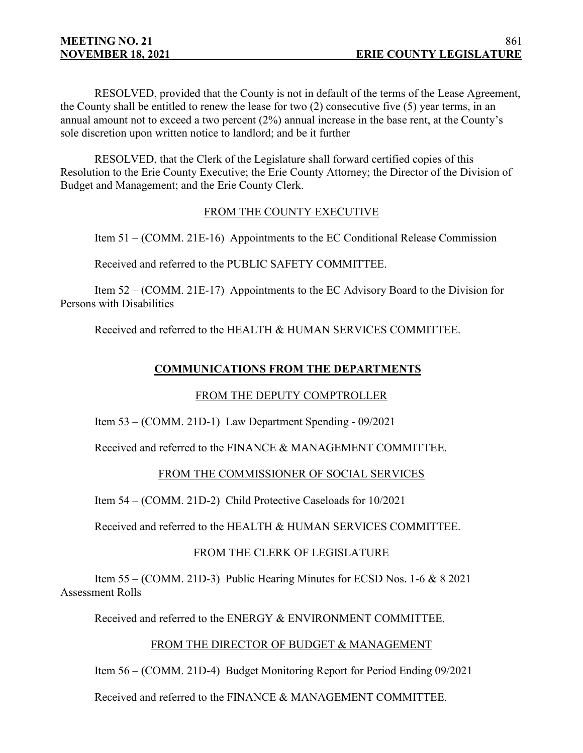RESOLVED, provided that the County is not in default of the terms of the Lease Agreement, the County shall be entitled to renew the lease for two (2) consecutive five (5) year terms, in an annual amount not to exceed a two percent (2%) annual increase in the base rent, at the County's sole discretion upon written notice to landlord; and be it further

RESOLVED, that the Clerk of the Legislature shall forward certified copies of this Resolution to the Erie County Executive; the Erie County Attorney; the Director of the Division of Budget and Management; and the Erie County Clerk.

FROM THE COUNTY EXECUTIVE

Item 51 – (COMM. 21E-16) Appointments to the EC Conditional Release Commission

Received and referred to the PUBLIC SAFETY COMMITTEE.

Item 52 – (COMM. 21E-17) Appointments to the EC Advisory Board to the Division for Persons with Disabilities

Received and referred to the HEALTH & HUMAN SERVICES COMMITTEE.

## COMMUNICATIONS FROM THE DEPARTMENTS

FROM THE DEPUTY COMPTROLLER

Item 53 – (COMM. 21D-1) Law Department Spending - 09/2021

Received and referred to the FINANCE & MANAGEMENT COMMITTEE.

FROM THE COMMISSIONER OF SOCIAL SERVICES

Item 54 – (COMM. 21D-2) Child Protective Caseloads for 10/2021

Received and referred to the HEALTH & HUMAN SERVICES COMMITTEE.

FROM THE CLERK OF LEGISLATURE

Item 55 – (COMM. 21D-3) Public Hearing Minutes for ECSD Nos. 1-6 & 8 2021 Assessment Rolls

Received and referred to the ENERGY & ENVIRONMENT COMMITTEE.

FROM THE DIRECTOR OF BUDGET & MANAGEMENT

Item 56 – (COMM. 21D-4) Budget Monitoring Report for Period Ending 09/2021

Received and referred to the FINANCE & MANAGEMENT COMMITTEE.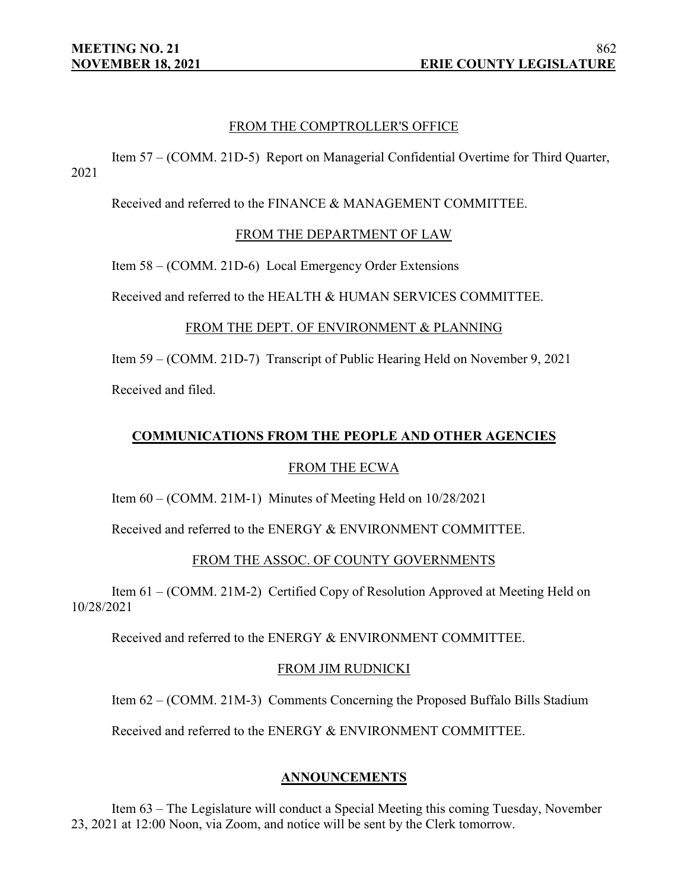FROM THE COMPTROLLER'S OFFICE

Item 57 – (COMM. 21D-5) Report on Managerial Confidential Overtime for Third Quarter, 2021

Received and referred to the FINANCE & MANAGEMENT COMMITTEE.

FROM THE DEPARTMENT OF LAW

Item 58 – (COMM. 21D-6) Local Emergency Order Extensions

Received and referred to the HEALTH & HUMAN SERVICES COMMITTEE.

FROM THE DEPT. OF ENVIRONMENT & PLANNING

Item 59 – (COMM. 21D-7) Transcript of Public Hearing Held on November 9, 2021

Received and filed.

## COMMUNICATIONS FROM THE PEOPLE AND OTHER AGENCIES

FROM THE ECWA

Item 60 – (COMM. 21M-1) Minutes of Meeting Held on 10/28/2021

Received and referred to the ENERGY & ENVIRONMENT COMMITTEE.

FROM THE ASSOC. OF COUNTY GOVERNMENTS

Item 61 – (COMM. 21M-2) Certified Copy of Resolution Approved at Meeting Held on 10/28/2021

Received and referred to the ENERGY & ENVIRONMENT COMMITTEE.

FROM JIM RUDNICKI

Item 62 – (COMM. 21M-3) Comments Concerning the Proposed Buffalo Bills Stadium

Received and referred to the ENERGY & ENVIRONMENT COMMITTEE.

## ANNOUNCEMENTS

Item 63 – The Legislature will conduct a Special Meeting this coming Tuesday, November 23, 2021 at 12:00 Noon, via Zoom, and notice will be sent by the Clerk tomorrow.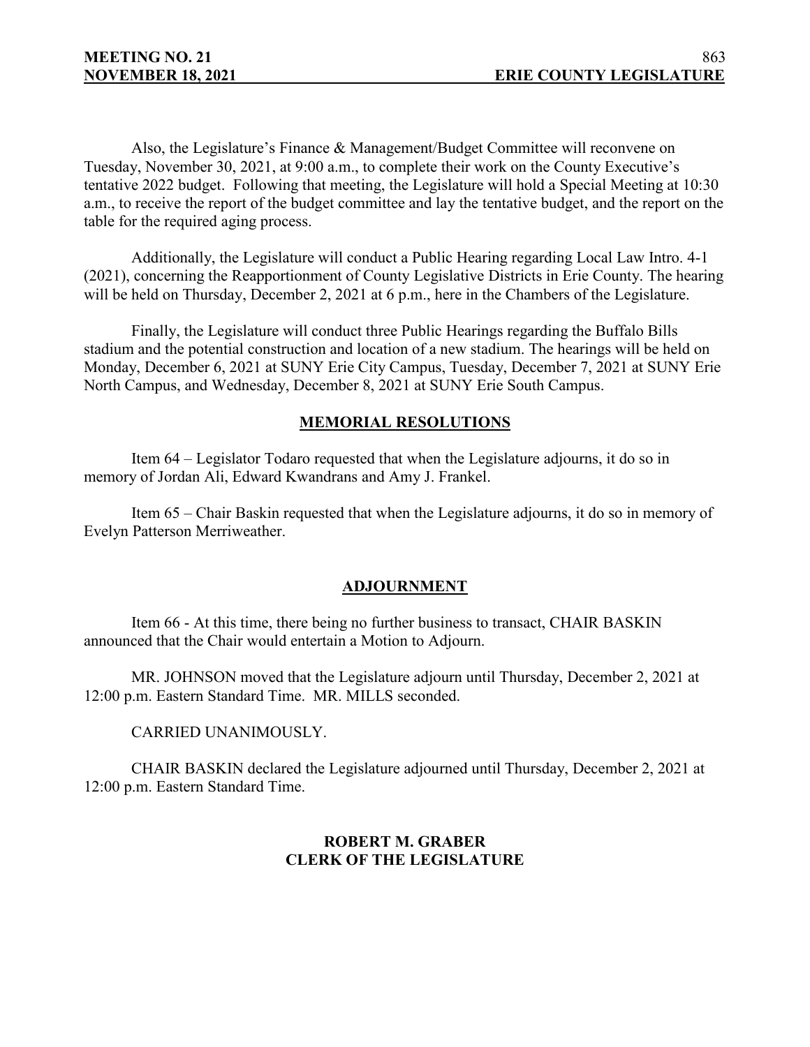Also, the Legislature's Finance & Management/Budget Committee will reconvene on Tuesday, November 30, 2021, at 9:00 a.m., to complete their work on the County Executive's tentative 2022 budget. Following that meeting, the Legislature will hold a Special Meeting at 10:30 a.m., to receive the report of the budget committee and lay the tentative budget, and the report on the table for the required aging process.

Additionally, the Legislature will conduct a Public Hearing regarding Local Law Intro. 4-1 (2021), concerning the Reapportionment of County Legislative Districts in Erie County. The hearing will be held on Thursday, December 2, 2021 at 6 p.m., here in the Chambers of the Legislature.

Finally, the Legislature will conduct three Public Hearings regarding the Buffalo Bills stadium and the potential construction and location of a new stadium. The hearings will be held on Monday, December 6, 2021 at SUNY Erie City Campus, Tuesday, December 7, 2021 at SUNY Erie North Campus, and Wednesday, December 8, 2021 at SUNY Erie South Campus.

## MEMORIAL RESOLUTIONS

Item 64 – Legislator Todaro requested that when the Legislature adjourns, it do so in memory of Jordan Ali, Edward Kwandrans and Amy J. Frankel.

Item 65 – Chair Baskin requested that when the Legislature adjourns, it do so in memory of Evelyn Patterson Merriweather.

## ADJOURNMENT

Item 66 - At this time, there being no further business to transact, CHAIR BASKIN announced that the Chair would entertain a Motion to Adjourn.

MR. JOHNSON moved that the Legislature adjourn until Thursday, December 2, 2021 at 12:00 p.m. Eastern Standard Time. MR. MILLS seconded.

CARRIED UNANIMOUSLY.

CHAIR BASKIN declared the Legislature adjourned until Thursday, December 2, 2021 at 12:00 p.m. Eastern Standard Time.

**ROBERT M. GRABER**
**CLERK OF THE LEGISLATURE**